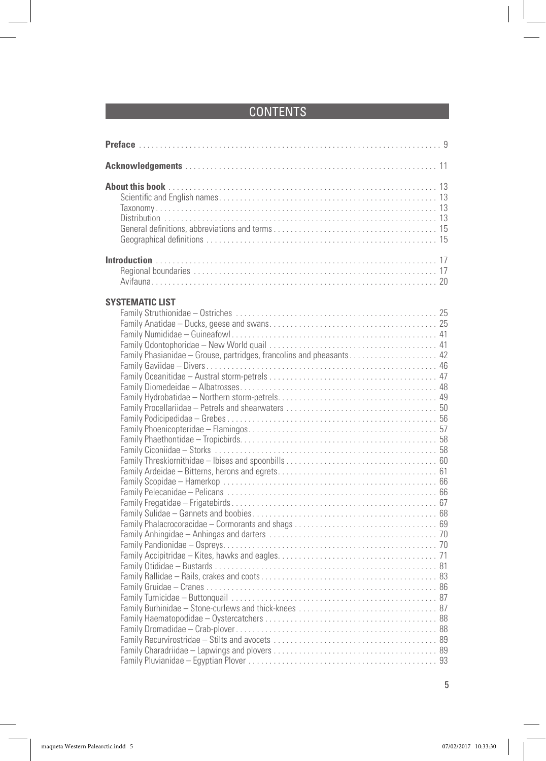# CONTENTS

**Preface** ... 9

**Acknowledgements** ... 11

**About this book** ... 13
- Scientific and English names ... 13
- Taxonomy ... 13
- Distribution ... 13
- General definitions, abbreviations and terms ... 15
- Geographical definitions ... 15

**Introduction** ... 17
- Regional boundaries ... 17
- Avifauna ... 20

**SYSTEMATIC LIST**
- Family Struthionidae – Ostriches ... 25
- Family Anatidae – Ducks, geese and swans ... 25
- Family Numididae – Guineafowl ... 41
- Family Odontophoridae – New World quail ... 41
- Family Phasianidae – Grouse, partridges, francolins and pheasants ... 42
- Family Gaviidae – Divers ... 46
- Family Oceanitidae – Austral storm-petrels ... 47
- Family Diomedeidae – Albatrosses ... 48
- Family Hydrobatidae – Northern storm-petrels ... 49
- Family Procellariidae – Petrels and shearwaters ... 50
- Family Podicipedidae – Grebes ... 56
- Family Phoenicopteridae – Flamingos ... 57
- Family Phaethontidae – Tropicbirds ... 58
- Family Ciconiidae – Storks ... 58
- Family Threskiornithidae – Ibises and spoonbills ... 60
- Family Ardeidae – Bitterns, herons and egrets ... 61
- Family Scopidae – Hamerkop ... 66
- Family Pelecanidae – Pelicans ... 66
- Family Fregatidae – Frigatebirds ... 67
- Family Sulidae – Gannets and boobies ... 68
- Family Phalacrocoracidae – Cormorants and shags ... 69
- Family Anhingidae – Anhingas and darters ... 70
- Family Pandionidae – Ospreys ... 70
- Family Accipitridae – Kites, hawks and eagles ... 71
- Family Otididae – Bustards ... 81
- Family Rallidae – Rails, crakes and coots ... 83
- Family Gruidae – Cranes ... 86
- Family Turnicidae – Buttonquail ... 87
- Family Burhinidae – Stone-curlews and thick-knees ... 87
- Family Haematopodidae – Oystercatchers ... 88
- Family Dromadidae – Crab-plover ... 88
- Family Recurvirostridae – Stilts and avocets ... 89
- Family Charadriidae – Lapwings and plovers ... 89
- Family Pluvianidae – Egyptian Plover ... 93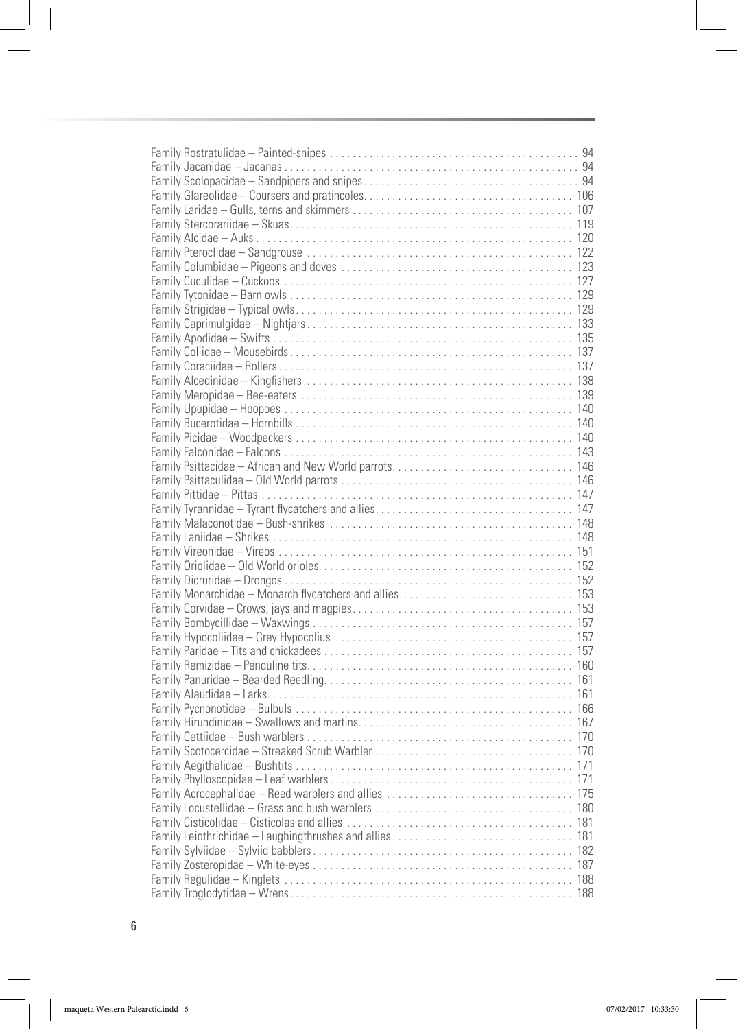Family Rostratulidae – Painted-snipes . . . . . . . . . . . . . . . . . . . . . . . . . . . . . . . . . . . . . . . . . . . 94
Family Jacanidae – Jacanas . . . . . . . . . . . . . . . . . . . . . . . . . . . . . . . . . . . . . . . . . . . . . . . . . . . 94
Family Scolopacidae – Sandpipers and snipes . . . . . . . . . . . . . . . . . . . . . . . . . . . . . . . . . . . . . 94
Family Glareolidae – Coursers and pratincoles. . . . . . . . . . . . . . . . . . . . . . . . . . . . . . . . . . . . 106
Family Laridae – Gulls, terns and skimmers . . . . . . . . . . . . . . . . . . . . . . . . . . . . . . . . . . . . . . 107
Family Stercorariidae – Skuas. . . . . . . . . . . . . . . . . . . . . . . . . . . . . . . . . . . . . . . . . . . . . . . . . 119
Family Alcidae – Auks . . . . . . . . . . . . . . . . . . . . . . . . . . . . . . . . . . . . . . . . . . . . . . . . . . . . . . . 120
Family Pteroclidae – Sandgrouse . . . . . . . . . . . . . . . . . . . . . . . . . . . . . . . . . . . . . . . . . . . . . . 122
Family Columbidae – Pigeons and doves . . . . . . . . . . . . . . . . . . . . . . . . . . . . . . . . . . . . . . . . 123
Family Cuculidae – Cuckoos . . . . . . . . . . . . . . . . . . . . . . . . . . . . . . . . . . . . . . . . . . . . . . . . . . 127
Family Tytonidae – Barn owls . . . . . . . . . . . . . . . . . . . . . . . . . . . . . . . . . . . . . . . . . . . . . . . . . 129
Family Strigidae – Typical owls. . . . . . . . . . . . . . . . . . . . . . . . . . . . . . . . . . . . . . . . . . . . . . . . 129
Family Caprimulgidae – Nightjars. . . . . . . . . . . . . . . . . . . . . . . . . . . . . . . . . . . . . . . . . . . . . . 133
Family Apodidae – Swifts . . . . . . . . . . . . . . . . . . . . . . . . . . . . . . . . . . . . . . . . . . . . . . . . . . . . 135
Family Coliidae – Mousebirds. . . . . . . . . . . . . . . . . . . . . . . . . . . . . . . . . . . . . . . . . . . . . . . . . 137
Family Coraciidae – Rollers. . . . . . . . . . . . . . . . . . . . . . . . . . . . . . . . . . . . . . . . . . . . . . . . . . . 137
Family Alcedinidae – Kingfishers . . . . . . . . . . . . . . . . . . . . . . . . . . . . . . . . . . . . . . . . . . . . . . 138
Family Meropidae – Bee-eaters . . . . . . . . . . . . . . . . . . . . . . . . . . . . . . . . . . . . . . . . . . . . . . . 139
Family Upupidae – Hoopoes . . . . . . . . . . . . . . . . . . . . . . . . . . . . . . . . . . . . . . . . . . . . . . . . . . 140
Family Bucerotidae – Hornbills . . . . . . . . . . . . . . . . . . . . . . . . . . . . . . . . . . . . . . . . . . . . . . . . 140
Family Picidae – Woodpeckers . . . . . . . . . . . . . . . . . . . . . . . . . . . . . . . . . . . . . . . . . . . . . . . . 140
Family Falconidae – Falcons . . . . . . . . . . . . . . . . . . . . . . . . . . . . . . . . . . . . . . . . . . . . . . . . . . 143
Family Psittacidae – African and New World parrots. . . . . . . . . . . . . . . . . . . . . . . . . . . . . . . 146
Family Psittaculidae – Old World parrots . . . . . . . . . . . . . . . . . . . . . . . . . . . . . . . . . . . . . . . . 146
Family Pittidae – Pittas . . . . . . . . . . . . . . . . . . . . . . . . . . . . . . . . . . . . . . . . . . . . . . . . . . . . . . 147
Family Tyrannidae – Tyrant flycatchers and allies. . . . . . . . . . . . . . . . . . . . . . . . . . . . . . . . . . 147
Family Malaconotidae – Bush-shrikes . . . . . . . . . . . . . . . . . . . . . . . . . . . . . . . . . . . . . . . . . . 148
Family Laniidae – Shrikes . . . . . . . . . . . . . . . . . . . . . . . . . . . . . . . . . . . . . . . . . . . . . . . . . . . . 148
Family Vireonidae – Vireos . . . . . . . . . . . . . . . . . . . . . . . . . . . . . . . . . . . . . . . . . . . . . . . . . . . 151
Family Oriolidae – Old World orioles. . . . . . . . . . . . . . . . . . . . . . . . . . . . . . . . . . . . . . . . . . . . 152
Family Dicruridae – Drongos . . . . . . . . . . . . . . . . . . . . . . . . . . . . . . . . . . . . . . . . . . . . . . . . . . 152
Family Monarchidae – Monarch flycatchers and allies . . . . . . . . . . . . . . . . . . . . . . . . . . . . . 153
Family Corvidae – Crows, jays and magpies. . . . . . . . . . . . . . . . . . . . . . . . . . . . . . . . . . . . . . 153
Family Bombycillidae – Waxwings . . . . . . . . . . . . . . . . . . . . . . . . . . . . . . . . . . . . . . . . . . . . . 157
Family Hypocoliidae – Grey Hypocolius . . . . . . . . . . . . . . . . . . . . . . . . . . . . . . . . . . . . . . . . . 157
Family Paridae – Tits and chickadees . . . . . . . . . . . . . . . . . . . . . . . . . . . . . . . . . . . . . . . . . . . 157
Family Remizidae – Penduline tits. . . . . . . . . . . . . . . . . . . . . . . . . . . . . . . . . . . . . . . . . . . . . . 160
Family Panuridae – Bearded Reedling. . . . . . . . . . . . . . . . . . . . . . . . . . . . . . . . . . . . . . . . . . . 161
Family Alaudidae – Larks. . . . . . . . . . . . . . . . . . . . . . . . . . . . . . . . . . . . . . . . . . . . . . . . . . . . . 161
Family Pycnonotidae – Bulbuls . . . . . . . . . . . . . . . . . . . . . . . . . . . . . . . . . . . . . . . . . . . . . . . . 166
Family Hirundinidae – Swallows and martins. . . . . . . . . . . . . . . . . . . . . . . . . . . . . . . . . . . . . 167
Family Cettiidae – Bush warblers . . . . . . . . . . . . . . . . . . . . . . . . . . . . . . . . . . . . . . . . . . . . . . 170
Family Scotocercidae – Streaked Scrub Warbler . . . . . . . . . . . . . . . . . . . . . . . . . . . . . . . . . . 170
Family Aegithalidae – Bushtits . . . . . . . . . . . . . . . . . . . . . . . . . . . . . . . . . . . . . . . . . . . . . . . . 171
Family Phylloscopidae – Leaf warblers. . . . . . . . . . . . . . . . . . . . . . . . . . . . . . . . . . . . . . . . . . 171
Family Acrocephalidae – Reed warblers and allies . . . . . . . . . . . . . . . . . . . . . . . . . . . . . . . . 175
Family Locustellidae – Grass and bush warblers . . . . . . . . . . . . . . . . . . . . . . . . . . . . . . . . . . 180
Family Cisticolidae – Cisticolas and allies . . . . . . . . . . . . . . . . . . . . . . . . . . . . . . . . . . . . . . . 181
Family Leiothrichidae – Laughingthrushes and allies. . . . . . . . . . . . . . . . . . . . . . . . . . . . . . . 181
Family Sylviidae – Sylviid babblers. . . . . . . . . . . . . . . . . . . . . . . . . . . . . . . . . . . . . . . . . . . . . 182
Family Zosteropidae – White-eyes . . . . . . . . . . . . . . . . . . . . . . . . . . . . . . . . . . . . . . . . . . . . . 187
Family Regulidae – Kinglets . . . . . . . . . . . . . . . . . . . . . . . . . . . . . . . . . . . . . . . . . . . . . . . . . . 188
Family Troglodytidae – Wrens. . . . . . . . . . . . . . . . . . . . . . . . . . . . . . . . . . . . . . . . . . . . . . . . . 188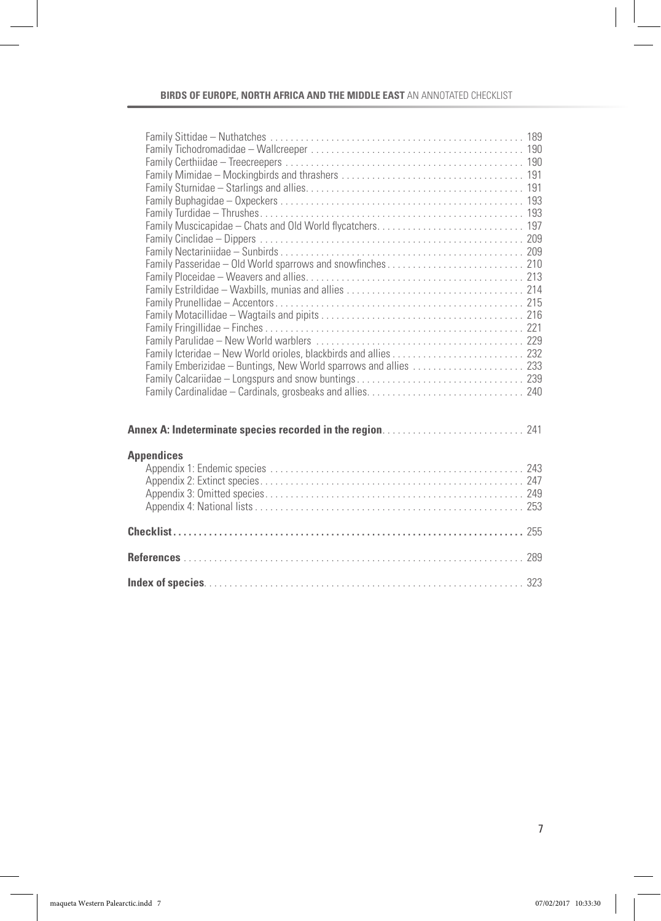Family Sittidae – Nuthatches .................................................. 189
Family Tichodromadidae – Wallcreeper .......................................... 190
Family Certhiidae – Treecreepers .............................................. 190
Family Mimidae – Mockingbirds and thrashers ................................... 191
Family Sturnidae – Starlings and allies........................................ 191
Family Buphagidae – Oxpeckers ................................................. 193
Family Turdidae – Thrushes..................................................... 193
Family Muscicapidae – Chats and Old World flycatchers........................... 197
Family Cinclidae – Dippers .................................................... 209
Family Nectariniidae – Sunbirds ............................................... 209
Family Passeridae – Old World sparrows and snowfinches.......................... 210
Family Ploceidae – Weavers and allies.......................................... 213
Family Estrildidae – Waxbills, munias and allies ............................... 214
Family Prunellidae – Accentors................................................. 215
Family Motacillidae – Wagtails and pipits ..................................... 216
Family Fringillidae – Finches.................................................. 221
Family Parulidae – New World warblers ......................................... 229
Family Icteridae – New World orioles, blackbirds and allies .................... 232
Family Emberizidae – Buntings, New World sparrows and allies ................... 233
Family Calcariidae – Longspurs and snow buntings................................ 239
Family Cardinalidae – Cardinals, grosbeaks and allies........................... 240

**Annex A: Indeterminate species recorded in the region**........................... 241

**Appendices**

Appendix 1: Endemic species .................................................. 243
Appendix 2: Extinct species.................................................... 247
Appendix 3: Omitted species.................................................... 249
Appendix 4: National lists .................................................... 253

**Checklist**....................................................................... 255

**References** ..................................................................... 289

**Index of species**................................................................ 323